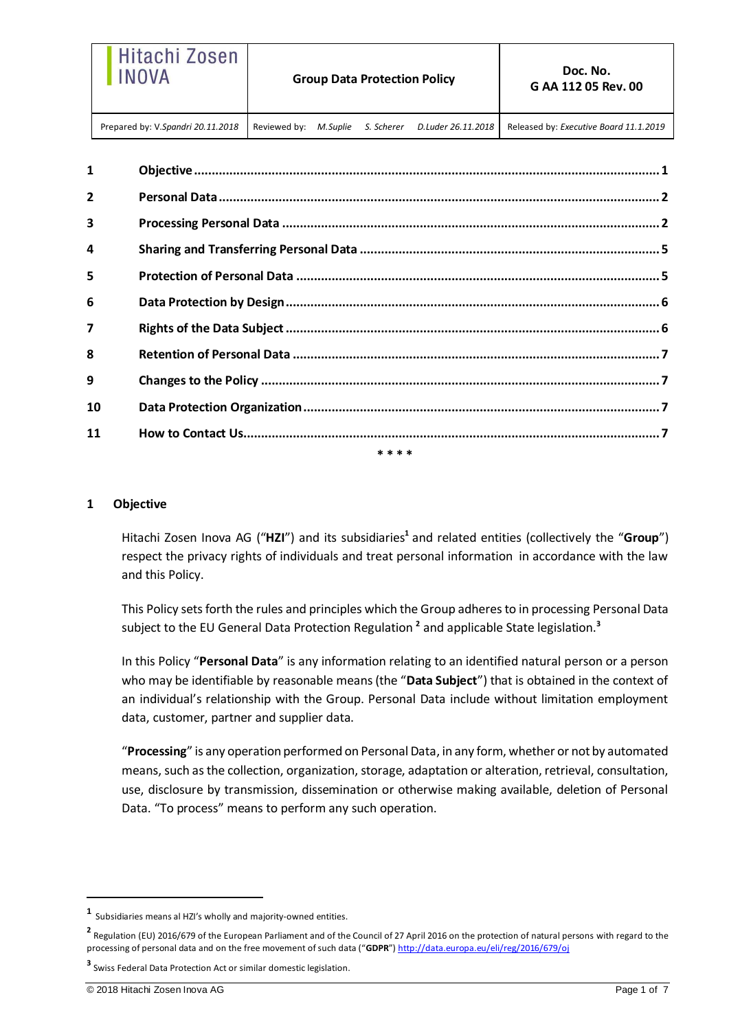| Hitachi Zosen INOVA | Group Data Protection Policy | Doc. No. G AA 112 05 Rev. 00 |
|---|---|---|
| Prepared by: V.*Spandri 20.11.2018* | Reviewed by: *M.Suplie S. Scherer D.Luder 26.11.2018* | Released by: *Executive Board 11.1.2019* |

| | | |
|---|---|---|
| **1** | **Objective** | **1** |
| **2** | **Personal Data** | **2** |
| **3** | **Processing Personal Data** | **2** |
| **4** | **Sharing and Transferring Personal Data** | **5** |
| **5** | **Protection of Personal Data** | **5** |
| **6** | **Data Protection by Design** | **6** |
| **7** | **Rights of the Data Subject** | **6** |
| **8** | **Retention of Personal Data** | **7** |
| **9** | **Changes to the Policy** | **7** |
| **10** | **Data Protection Organization** | **7** |
| **11** | **How to Contact Us** | **7** |

**\* \* \* \***

## 1 Objective

Hitachi Zosen Inova AG ("**HZI**") and its subsidiaries[1] and related entities (collectively the "**Group**") respect the privacy rights of individuals and treat personal information in accordance with the law and this Policy.

This Policy sets forth the rules and principles which the Group adheres to in processing Personal Data subject to the EU General Data Protection Regulation [2] and applicable State legislation.[3]

In this Policy "**Personal Data**" is any information relating to an identified natural person or a person who may be identifiable by reasonable means (the "**Data Subject**") that is obtained in the context of an individual's relationship with the Group. Personal Data include without limitation employment data, customer, partner and supplier data.

"**Processing**" is any operation performed on Personal Data, in any form, whether or not by automated means, such as the collection, organization, storage, adaptation or alteration, retrieval, consultation, use, disclosure by transmission, dissemination or otherwise making available, deletion of Personal Data. "To process" means to perform any such operation.

---

[1] Subsidiaries means al HZI's wholly and majority-owned entities.

[2] Regulation (EU) 2016/679 of the European Parliament and of the Council of 27 April 2016 on the protection of natural persons with regard to the processing of personal data and on the free movement of such data ("**GDPR**") http://data.europa.eu/eli/reg/2016/679/oj

[3] Swiss Federal Data Protection Act or similar domestic legislation.

© 2018 Hitachi Zosen Inova AG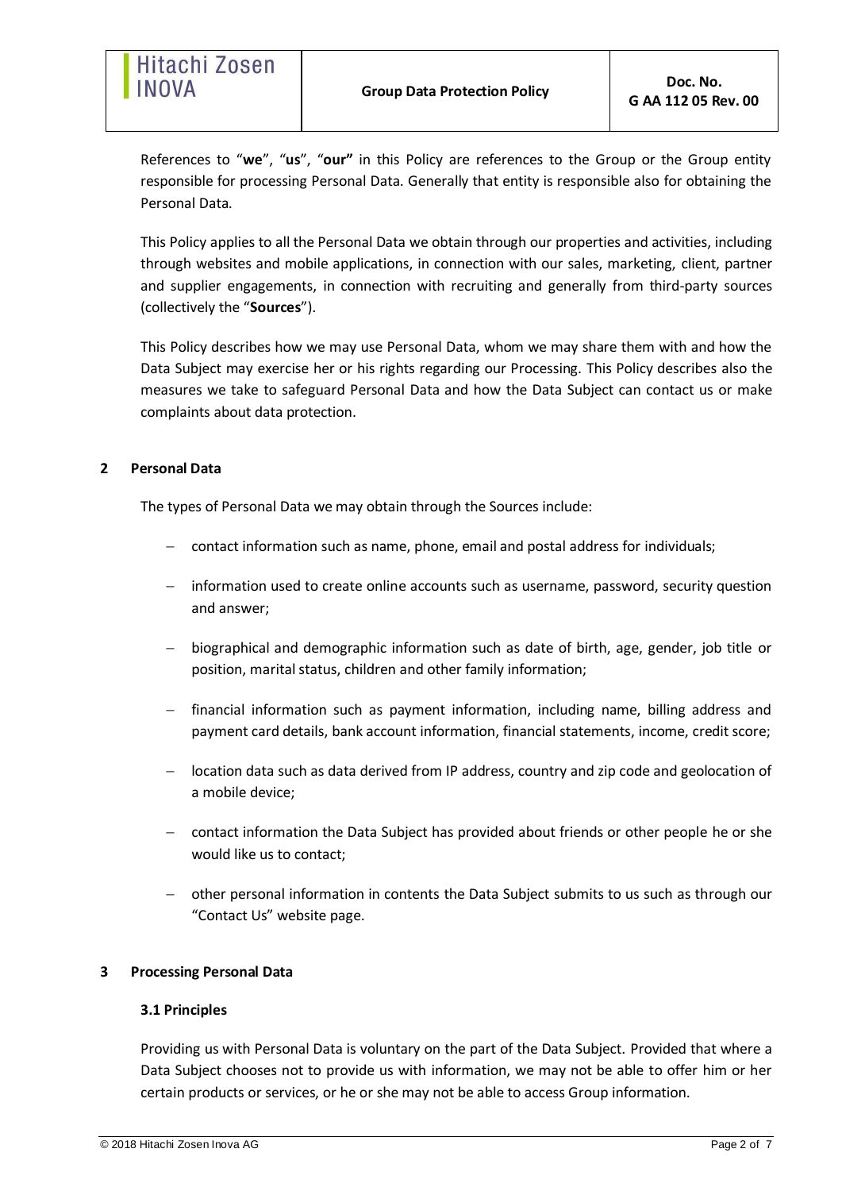References to "**we**", "**us**", "**our"** in this Policy are references to the Group or the Group entity responsible for processing Personal Data. Generally that entity is responsible also for obtaining the Personal Data.

This Policy applies to all the Personal Data we obtain through our properties and activities, including through websites and mobile applications, in connection with our sales, marketing, client, partner and supplier engagements, in connection with recruiting and generally from third-party sources (collectively the "**Sources**").

This Policy describes how we may use Personal Data, whom we may share them with and how the Data Subject may exercise her or his rights regarding our Processing. This Policy describes also the measures we take to safeguard Personal Data and how the Data Subject can contact us or make complaints about data protection.

## 2 Personal Data

The types of Personal Data we may obtain through the Sources include:

- contact information such as name, phone, email and postal address for individuals;
- information used to create online accounts such as username, password, security question and answer;
- biographical and demographic information such as date of birth, age, gender, job title or position, marital status, children and other family information;
- financial information such as payment information, including name, billing address and payment card details, bank account information, financial statements, income, credit score;
- location data such as data derived from IP address, country and zip code and geolocation of a mobile device;
- contact information the Data Subject has provided about friends or other people he or she would like us to contact;
- other personal information in contents the Data Subject submits to us such as through our "Contact Us" website page.

## 3 Processing Personal Data

### 3.1 Principles

Providing us with Personal Data is voluntary on the part of the Data Subject. Provided that where a Data Subject chooses not to provide us with information, we may not be able to offer him or her certain products or services, or he or she may not be able to access Group information.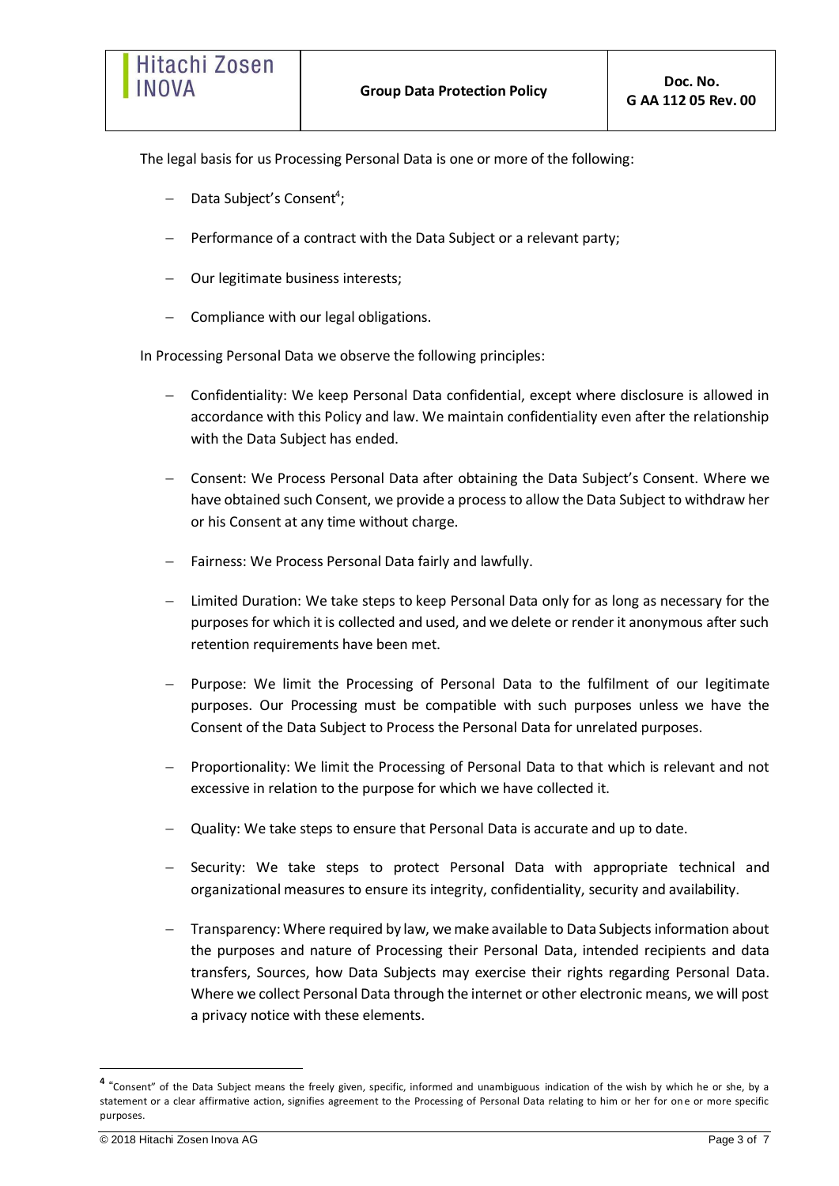The legal basis for us Processing Personal Data is one or more of the following:

- Data Subject's Consent[4];
- Performance of a contract with the Data Subject or a relevant party;
- Our legitimate business interests;
- Compliance with our legal obligations.

In Processing Personal Data we observe the following principles:

- Confidentiality: We keep Personal Data confidential, except where disclosure is allowed in accordance with this Policy and law. We maintain confidentiality even after the relationship with the Data Subject has ended.
- Consent: We Process Personal Data after obtaining the Data Subject's Consent. Where we have obtained such Consent, we provide a process to allow the Data Subject to withdraw her or his Consent at any time without charge.
- Fairness: We Process Personal Data fairly and lawfully.
- Limited Duration: We take steps to keep Personal Data only for as long as necessary for the purposes for which it is collected and used, and we delete or render it anonymous after such retention requirements have been met.
- Purpose: We limit the Processing of Personal Data to the fulfilment of our legitimate purposes. Our Processing must be compatible with such purposes unless we have the Consent of the Data Subject to Process the Personal Data for unrelated purposes.
- Proportionality: We limit the Processing of Personal Data to that which is relevant and not excessive in relation to the purpose for which we have collected it.
- Quality: We take steps to ensure that Personal Data is accurate and up to date.
- Security: We take steps to protect Personal Data with appropriate technical and organizational measures to ensure its integrity, confidentiality, security and availability.
- Transparency: Where required by law, we make available to Data Subjects information about the purposes and nature of Processing their Personal Data, intended recipients and data transfers, Sources, how Data Subjects may exercise their rights regarding Personal Data. Where we collect Personal Data through the internet or other electronic means, we will post a privacy notice with these elements.

---

[4] "Consent" of the Data Subject means the freely given, specific, informed and unambiguous indication of the wish by which he or she, by a statement or a clear affirmative action, signifies agreement to the Processing of Personal Data relating to him or her for one or more specific purposes.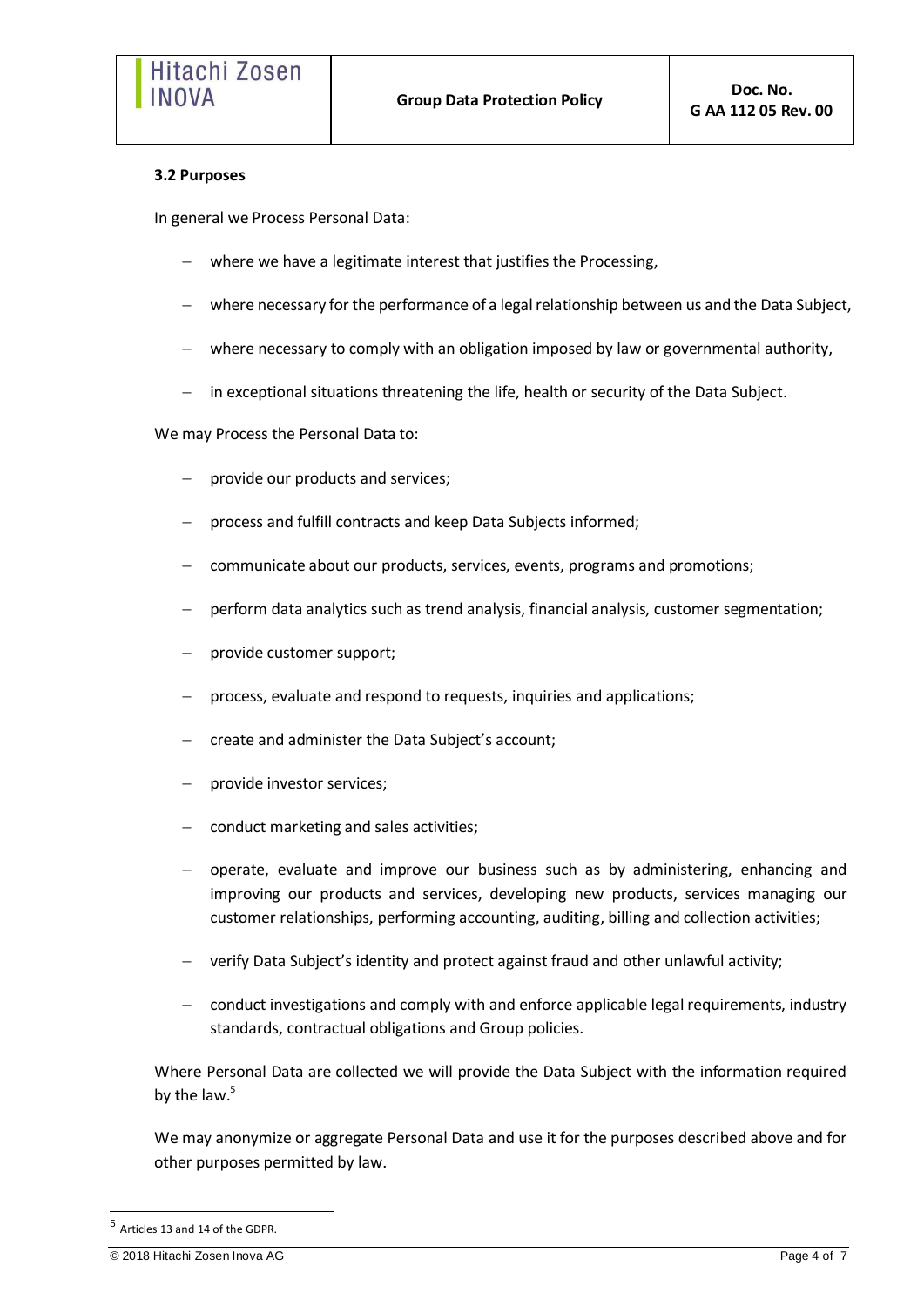### 3.2 Purposes

In general we Process Personal Data:

- where we have a legitimate interest that justifies the Processing,
- where necessary for the performance of a legal relationship between us and the Data Subject,
- where necessary to comply with an obligation imposed by law or governmental authority,
- in exceptional situations threatening the life, health or security of the Data Subject.

We may Process the Personal Data to:

- provide our products and services;
- process and fulfill contracts and keep Data Subjects informed;
- communicate about our products, services, events, programs and promotions;
- perform data analytics such as trend analysis, financial analysis, customer segmentation;
- provide customer support;
- process, evaluate and respond to requests, inquiries and applications;
- create and administer the Data Subject's account;
- provide investor services;
- conduct marketing and sales activities;
- operate, evaluate and improve our business such as by administering, enhancing and improving our products and services, developing new products, services managing our customer relationships, performing accounting, auditing, billing and collection activities;
- verify Data Subject's identity and protect against fraud and other unlawful activity;
- conduct investigations and comply with and enforce applicable legal requirements, industry standards, contractual obligations and Group policies.

Where Personal Data are collected we will provide the Data Subject with the information required by the law.[5]

We may anonymize or aggregate Personal Data and use it for the purposes described above and for other purposes permitted by law.

---

[5] Articles 13 and 14 of the GDPR.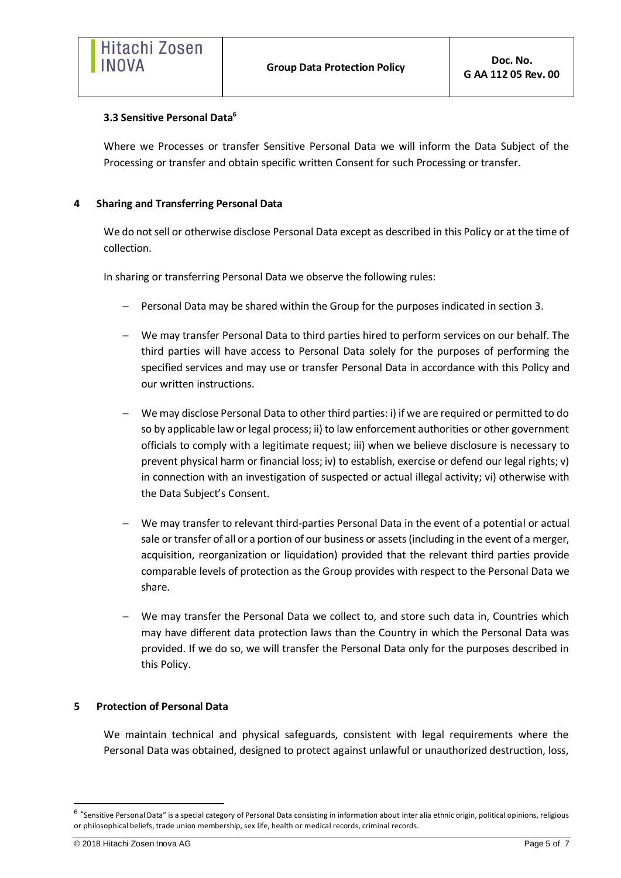### 3.3 Sensitive Personal Data[6]

Where we Processes or transfer Sensitive Personal Data we will inform the Data Subject of the Processing or transfer and obtain specific written Consent for such Processing or transfer.

## 4 Sharing and Transferring Personal Data

We do not sell or otherwise disclose Personal Data except as described in this Policy or at the time of collection.

In sharing or transferring Personal Data we observe the following rules:

- Personal Data may be shared within the Group for the purposes indicated in section 3.
- We may transfer Personal Data to third parties hired to perform services on our behalf. The third parties will have access to Personal Data solely for the purposes of performing the specified services and may use or transfer Personal Data in accordance with this Policy and our written instructions.
- We may disclose Personal Data to other third parties: i) if we are required or permitted to do so by applicable law or legal process; ii) to law enforcement authorities or other government officials to comply with a legitimate request; iii) when we believe disclosure is necessary to prevent physical harm or financial loss; iv) to establish, exercise or defend our legal rights; v) in connection with an investigation of suspected or actual illegal activity; vi) otherwise with the Data Subject's Consent.
- We may transfer to relevant third-parties Personal Data in the event of a potential or actual sale or transfer of all or a portion of our business or assets (including in the event of a merger, acquisition, reorganization or liquidation) provided that the relevant third parties provide comparable levels of protection as the Group provides with respect to the Personal Data we share.
- We may transfer the Personal Data we collect to, and store such data in, Countries which may have different data protection laws than the Country in which the Personal Data was provided. If we do so, we will transfer the Personal Data only for the purposes described in this Policy.

## 5 Protection of Personal Data

We maintain technical and physical safeguards, consistent with legal requirements where the Personal Data was obtained, designed to protect against unlawful or unauthorized destruction, loss,

---

[6] "Sensitive Personal Data" is a special category of Personal Data consisting in information about inter alia ethnic origin, political opinions, religious or philosophical beliefs, trade union membership, sex life, health or medical records, criminal records.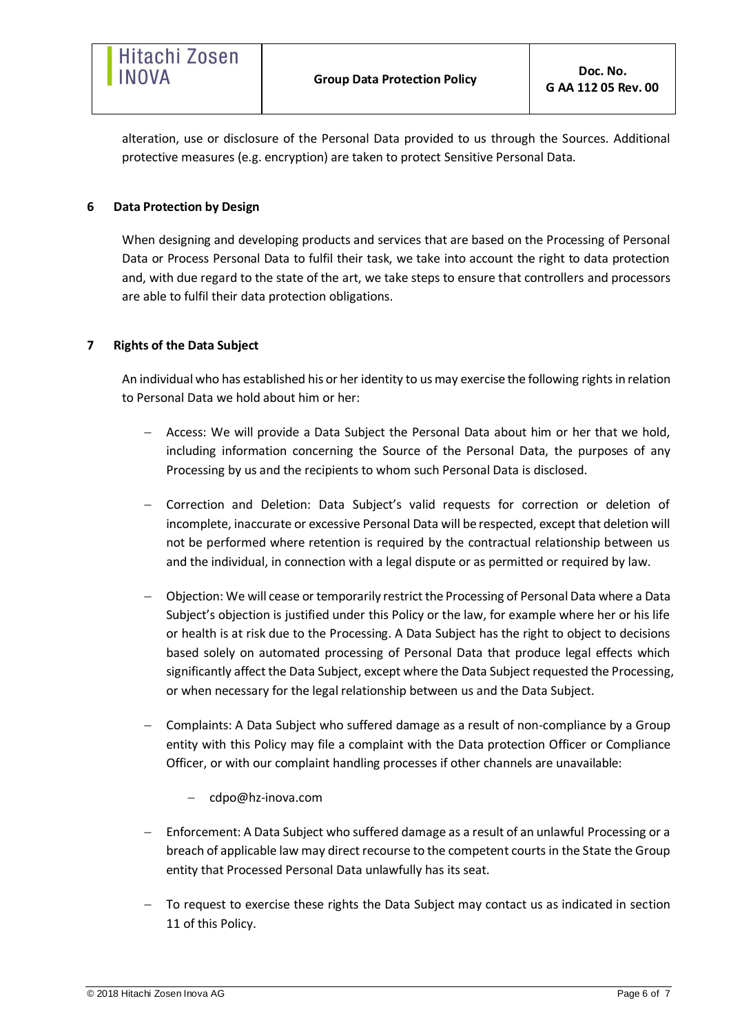alteration, use or disclosure of the Personal Data provided to us through the Sources. Additional protective measures (e.g. encryption) are taken to protect Sensitive Personal Data.

## 6 Data Protection by Design

When designing and developing products and services that are based on the Processing of Personal Data or Process Personal Data to fulfil their task, we take into account the right to data protection and, with due regard to the state of the art, we take steps to ensure that controllers and processors are able to fulfil their data protection obligations.

## 7 Rights of the Data Subject

An individual who has established his or her identity to us may exercise the following rights in relation to Personal Data we hold about him or her:

- Access: We will provide a Data Subject the Personal Data about him or her that we hold, including information concerning the Source of the Personal Data, the purposes of any Processing by us and the recipients to whom such Personal Data is disclosed.
- Correction and Deletion: Data Subject's valid requests for correction or deletion of incomplete, inaccurate or excessive Personal Data will be respected, except that deletion will not be performed where retention is required by the contractual relationship between us and the individual, in connection with a legal dispute or as permitted or required by law.
- Objection: We will cease or temporarily restrict the Processing of Personal Data where a Data Subject's objection is justified under this Policy or the law, for example where her or his life or health is at risk due to the Processing. A Data Subject has the right to object to decisions based solely on automated processing of Personal Data that produce legal effects which significantly affect the Data Subject, except where the Data Subject requested the Processing, or when necessary for the legal relationship between us and the Data Subject.
- Complaints: A Data Subject who suffered damage as a result of non-compliance by a Group entity with this Policy may file a complaint with the Data protection Officer or Compliance Officer, or with our complaint handling processes if other channels are unavailable:
  - cdpo@hz-inova.com
- Enforcement: A Data Subject who suffered damage as a result of an unlawful Processing or a breach of applicable law may direct recourse to the competent courts in the State the Group entity that Processed Personal Data unlawfully has its seat.
- To request to exercise these rights the Data Subject may contact us as indicated in section 11 of this Policy.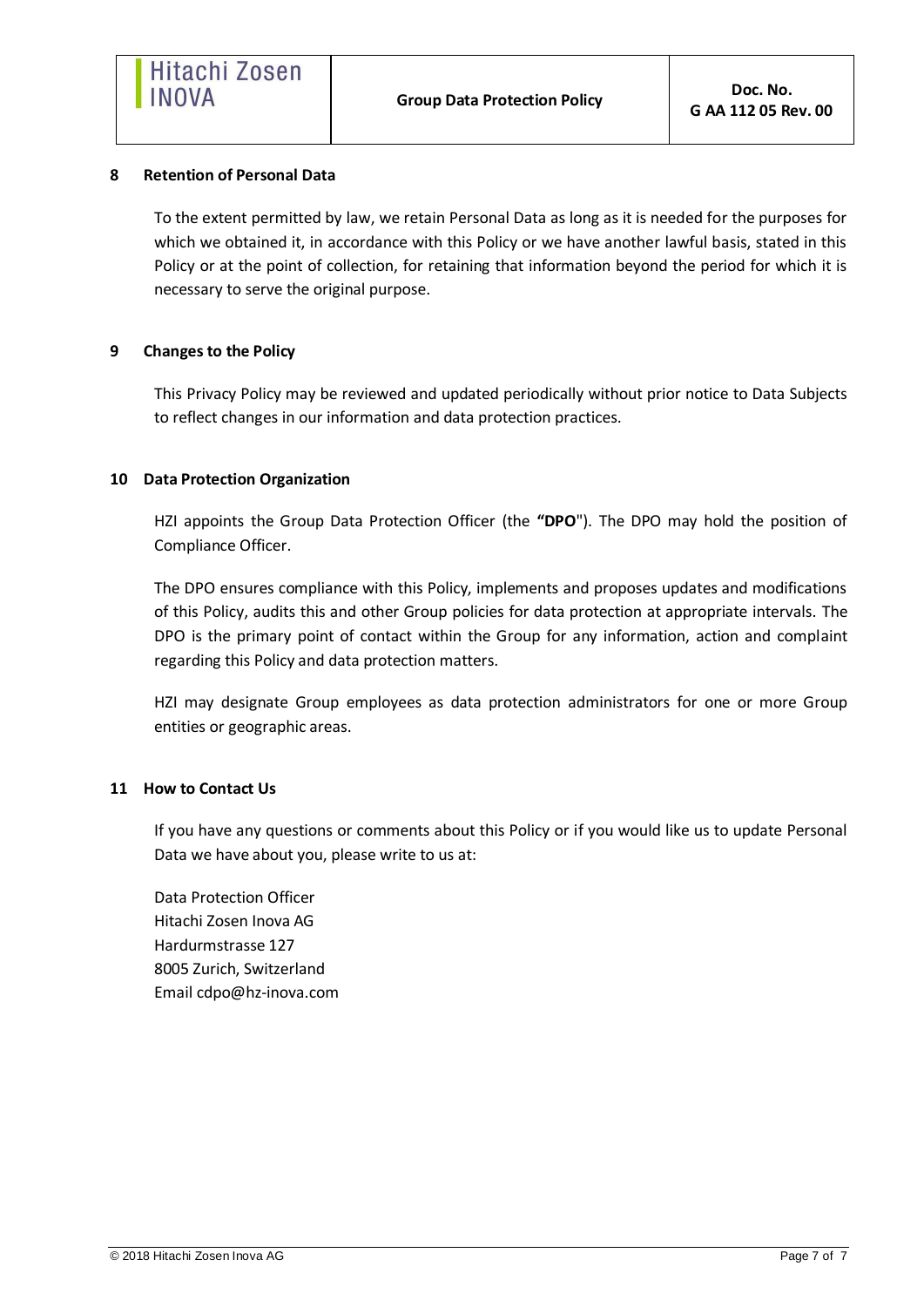## 8 Retention of Personal Data

To the extent permitted by law, we retain Personal Data as long as it is needed for the purposes for which we obtained it, in accordance with this Policy or we have another lawful basis, stated in this Policy or at the point of collection, for retaining that information beyond the period for which it is necessary to serve the original purpose.

## 9 Changes to the Policy

This Privacy Policy may be reviewed and updated periodically without prior notice to Data Subjects to reflect changes in our information and data protection practices.

## 10 Data Protection Organization

HZI appoints the Group Data Protection Officer (the **"DPO**"). The DPO may hold the position of Compliance Officer.

The DPO ensures compliance with this Policy, implements and proposes updates and modifications of this Policy, audits this and other Group policies for data protection at appropriate intervals. The DPO is the primary point of contact within the Group for any information, action and complaint regarding this Policy and data protection matters.

HZI may designate Group employees as data protection administrators for one or more Group entities or geographic areas.

## 11 How to Contact Us

If you have any questions or comments about this Policy or if you would like us to update Personal Data we have about you, please write to us at:

Data Protection Officer
Hitachi Zosen Inova AG
Hardurmstrasse 127
8005 Zurich, Switzerland
Email cdpo@hz-inova.com